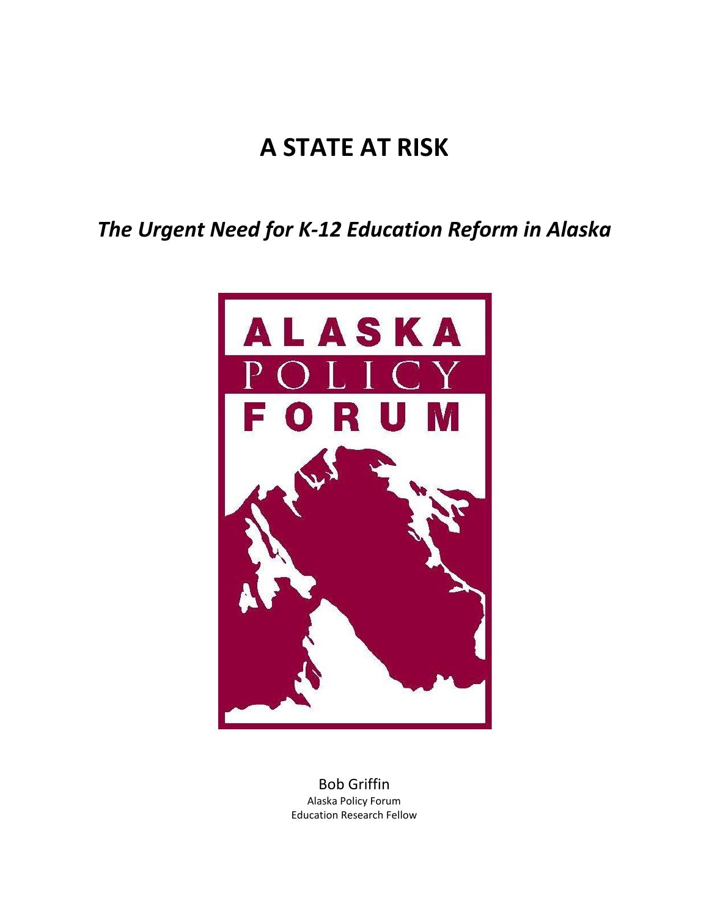# A STATE AT RISK

## *The Urgent Need for K-12 Education Reform in Alaska*

ALASKA POLICY FORUM

Bob Griffin
Alaska Policy Forum
Education Research Fellow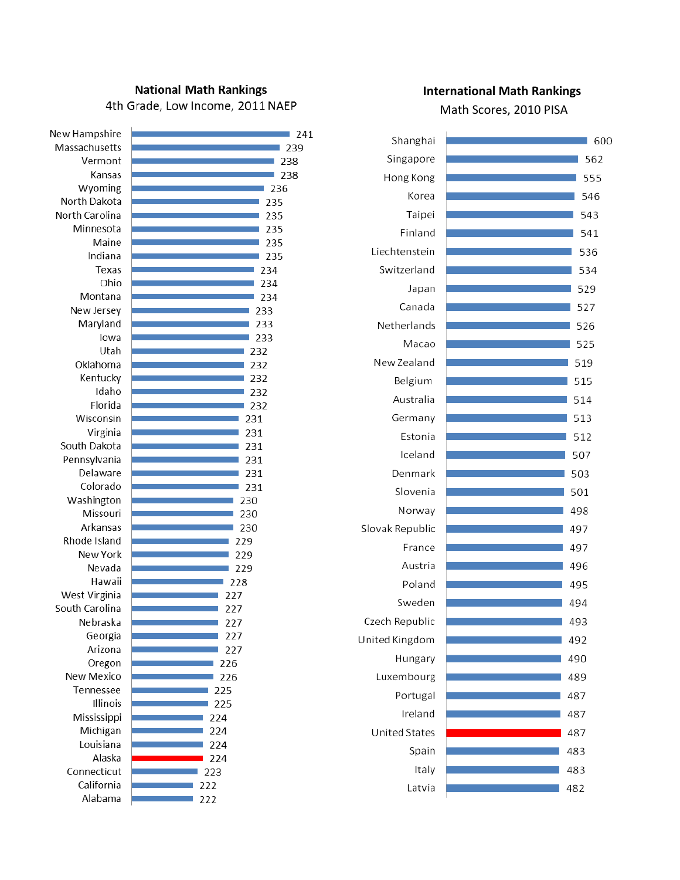## National Math Rankings

4th Grade, Low Income, 2011 NAEP

| State | Score |
|---|---|
| New Hampshire | 241 |
| Massachusetts | 239 |
| Vermont | 238 |
| Kansas | 238 |
| Wyoming | 236 |
| North Dakota | 235 |
| North Carolina | 235 |
| Minnesota | 235 |
| Maine | 235 |
| Indiana | 235 |
| Texas | 234 |
| Ohio | 234 |
| Montana | 234 |
| New Jersey | 233 |
| Maryland | 233 |
| Iowa | 233 |
| Utah | 232 |
| Oklahoma | 232 |
| Kentucky | 232 |
| Idaho | 232 |
| Florida | 232 |
| Wisconsin | 231 |
| Virginia | 231 |
| South Dakota | 231 |
| Pennsylvania | 231 |
| Delaware | 231 |
| Colorado | 231 |
| Washington | 230 |
| Missouri | 230 |
| Arkansas | 230 |
| Rhode Island | 229 |
| New York | 229 |
| Nevada | 229 |
| Hawaii | 228 |
| West Virginia | 227 |
| South Carolina | 227 |
| Nebraska | 227 |
| Georgia | 227 |
| Arizona | 227 |
| Oregon | 226 |
| New Mexico | 226 |
| Tennessee | 225 |
| Illinois | 225 |
| Mississippi | 224 |
| Michigan | 224 |
| Louisiana | 224 |
| Alaska | 224 |
| Connecticut | 223 |
| California | 222 |
| Alabama | 222 |

## International Math Rankings

Math Scores, 2010 PISA

| Country | Score |
|---|---|
| Shanghai | 600 |
| Singapore | 562 |
| Hong Kong | 555 |
| Korea | 546 |
| Taipei | 543 |
| Finland | 541 |
| Liechtenstein | 536 |
| Switzerland | 534 |
| Japan | 529 |
| Canada | 527 |
| Netherlands | 526 |
| Macao | 525 |
| New Zealand | 519 |
| Belgium | 515 |
| Australia | 514 |
| Germany | 513 |
| Estonia | 512 |
| Iceland | 507 |
| Denmark | 503 |
| Slovenia | 501 |
| Norway | 498 |
| Slovak Republic | 497 |
| France | 497 |
| Austria | 496 |
| Poland | 495 |
| Sweden | 494 |
| Czech Republic | 493 |
| United Kingdom | 492 |
| Hungary | 490 |
| Luxembourg | 489 |
| Portugal | 487 |
| Ireland | 487 |
| United States | 487 |
| Spain | 483 |
| Italy | 483 |
| Latvia | 482 |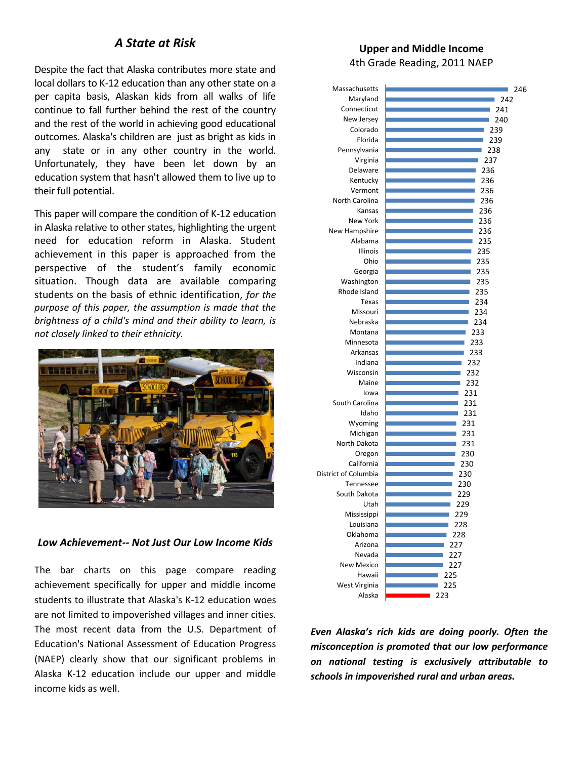## *A State at Risk*

Despite the fact that Alaska contributes more state and local dollars to K-12 education than any other state on a per capita basis, Alaskan kids from all walks of life continue to fall further behind the rest of the country and the rest of the world in achieving good educational outcomes. Alaska's children are just as bright as kids in any state or in any other country in the world. Unfortunately, they have been let down by an education system that hasn't allowed them to live up to their full potential.

This paper will compare the condition of K-12 education in Alaska relative to other states, highlighting the urgent need for education reform in Alaska. Student achievement in this paper is approached from the perspective of the student's family economic situation. Though data are available comparing students on the basis of ethnic identification, *for the purpose of this paper, the assumption is made that the brightness of a child's mind and their ability to learn, is not closely linked to their ethnicity.*

### *Low Achievement-- Not Just Our Low Income Kids*

The bar charts on this page compare reading achievement specifically for upper and middle income students to illustrate that Alaska's K-12 education woes are not limited to impoverished villages and inner cities. The most recent data from the U.S. Department of Education's National Assessment of Education Progress (NAEP) clearly show that our significant problems in Alaska K-12 education include our upper and middle income kids as well.

**Upper and Middle Income**
4th Grade Reading, 2011 NAEP

| State | Score |
|---|---|
| Massachusetts | 246 |
| Maryland | 242 |
| Connecticut | 241 |
| New Jersey | 240 |
| Colorado | 239 |
| Florida | 239 |
| Pennsylvania | 238 |
| Virginia | 237 |
| Delaware | 236 |
| Kentucky | 236 |
| Vermont | 236 |
| North Carolina | 236 |
| Kansas | 236 |
| New York | 236 |
| New Hampshire | 236 |
| Alabama | 235 |
| Illinois | 235 |
| Ohio | 235 |
| Georgia | 235 |
| Washington | 235 |
| Rhode Island | 235 |
| Texas | 234 |
| Missouri | 234 |
| Nebraska | 234 |
| Montana | 233 |
| Minnesota | 233 |
| Arkansas | 233 |
| Indiana | 232 |
| Wisconsin | 232 |
| Maine | 232 |
| Iowa | 231 |
| South Carolina | 231 |
| Idaho | 231 |
| Wyoming | 231 |
| Michigan | 231 |
| North Dakota | 231 |
| Oregon | 230 |
| California | 230 |
| District of Columbia | 230 |
| Tennessee | 230 |
| South Dakota | 229 |
| Utah | 229 |
| Mississippi | 229 |
| Louisiana | 228 |
| Oklahoma | 228 |
| Arizona | 227 |
| Nevada | 227 |
| New Mexico | 227 |
| Hawaii | 225 |
| West Virginia | 225 |
| Alaska | 223 |

***Even Alaska's rich kids are doing poorly. Often the misconception is promoted that our low performance on national testing is exclusively attributable to schools in impoverished rural and urban areas.***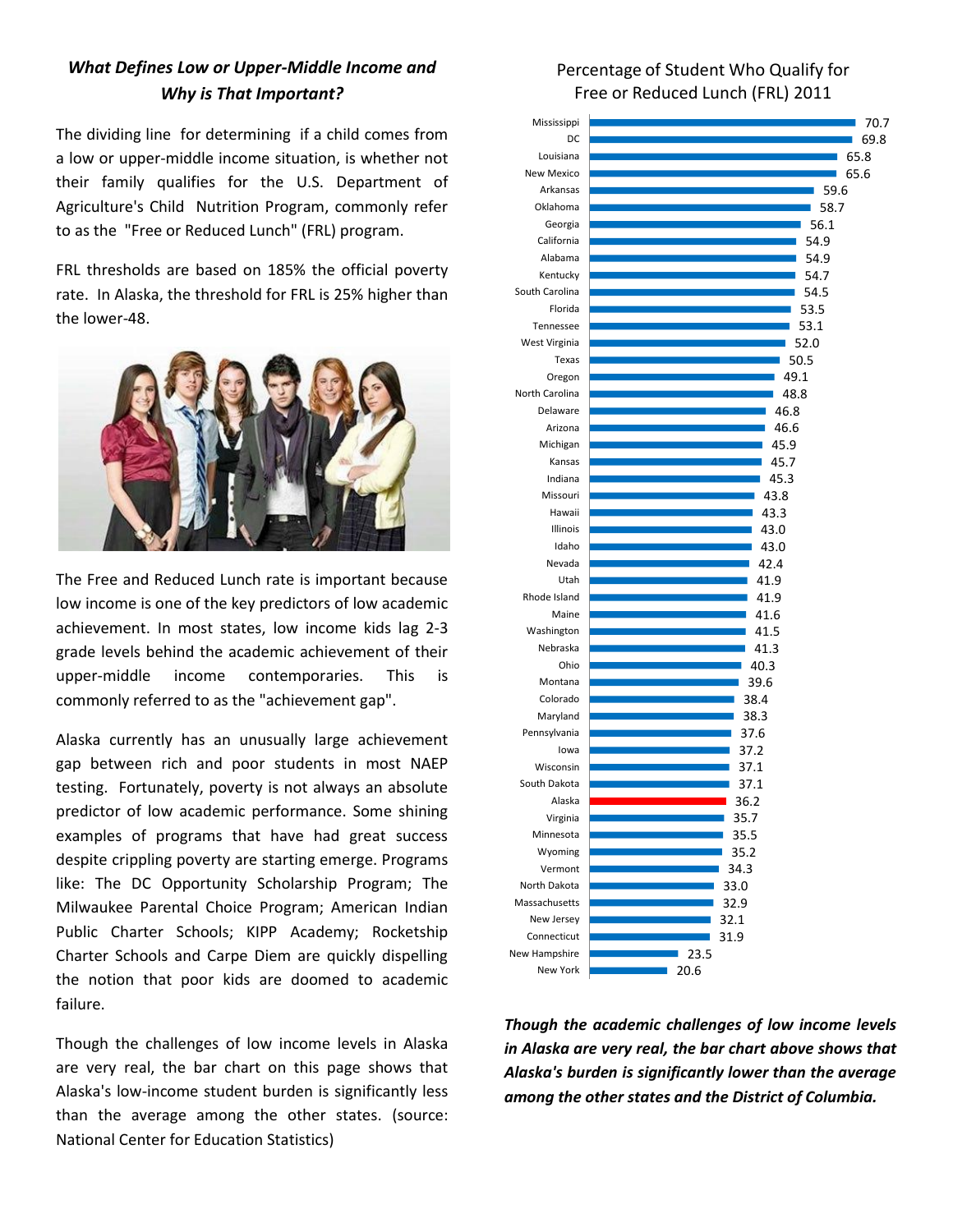## *What Defines Low or Upper-Middle Income and Why is That Important?*

The dividing line for determining if a child comes from a low or upper-middle income situation, is whether not their family qualifies for the U.S. Department of Agriculture's Child Nutrition Program, commonly refer to as the "Free or Reduced Lunch" (FRL) program.

FRL thresholds are based on 185% the official poverty rate. In Alaska, the threshold for FRL is 25% higher than the lower-48.

The Free and Reduced Lunch rate is important because low income is one of the key predictors of low academic achievement. In most states, low income kids lag 2-3 grade levels behind the academic achievement of their upper-middle income contemporaries. This is commonly referred to as the "achievement gap".

Alaska currently has an unusually large achievement gap between rich and poor students in most NAEP testing. Fortunately, poverty is not always an absolute predictor of low academic performance. Some shining examples of programs that have had great success despite crippling poverty are starting emerge. Programs like: The DC Opportunity Scholarship Program; The Milwaukee Parental Choice Program; American Indian Public Charter Schools; KIPP Academy; Rocketship Charter Schools and Carpe Diem are quickly dispelling the notion that poor kids are doomed to academic failure.

Though the challenges of low income levels in Alaska are very real, the bar chart on this page shows that Alaska's low-income student burden is significantly less than the average among the other states. (source: National Center for Education Statistics)

### Percentage of Student Who Qualify for Free or Reduced Lunch (FRL) 2011

| State | % |
|---|---|
| Mississippi | 70.7 |
| DC | 69.8 |
| Louisiana | 65.8 |
| New Mexico | 65.6 |
| Arkansas | 59.6 |
| Oklahoma | 58.7 |
| Georgia | 56.1 |
| California | 54.9 |
| Alabama | 54.9 |
| Kentucky | 54.7 |
| South Carolina | 54.5 |
| Florida | 53.5 |
| Tennessee | 53.1 |
| West Virginia | 52.0 |
| Texas | 50.5 |
| Oregon | 49.1 |
| North Carolina | 48.8 |
| Delaware | 46.8 |
| Arizona | 46.6 |
| Michigan | 45.9 |
| Kansas | 45.7 |
| Indiana | 45.3 |
| Missouri | 43.8 |
| Hawaii | 43.3 |
| Illinois | 43.0 |
| Idaho | 43.0 |
| Nevada | 42.4 |
| Utah | 41.9 |
| Rhode Island | 41.9 |
| Maine | 41.6 |
| Washington | 41.5 |
| Nebraska | 41.3 |
| Ohio | 40.3 |
| Montana | 39.6 |
| Colorado | 38.4 |
| Maryland | 38.3 |
| Pennsylvania | 37.6 |
| Iowa | 37.2 |
| Wisconsin | 37.1 |
| South Dakota | 37.1 |
| Alaska | 36.2 |
| Virginia | 35.7 |
| Minnesota | 35.5 |
| Wyoming | 35.2 |
| Vermont | 34.3 |
| North Dakota | 33.0 |
| Massachusetts | 32.9 |
| New Jersey | 32.1 |
| Connecticut | 31.9 |
| New Hampshire | 23.5 |
| New York | 20.6 |

***Though the academic challenges of low income levels in Alaska are very real, the bar chart above shows that Alaska's burden is significantly lower than the average among the other states and the District of Columbia.***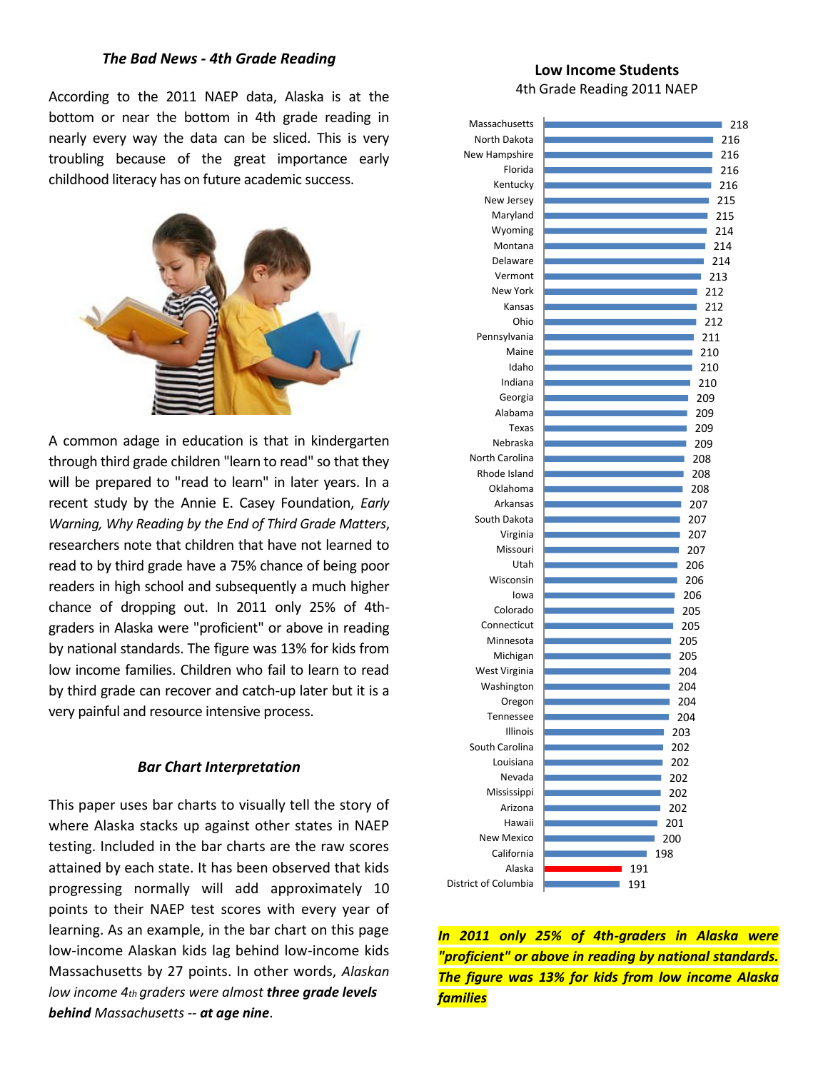### *The Bad News - 4th Grade Reading*

According to the 2011 NAEP data, Alaska is at the bottom or near the bottom in 4th grade reading in nearly every way the data can be sliced. This is very troubling because of the great importance early childhood literacy has on future academic success.

A common adage in education is that in kindergarten through third grade children "learn to read" so that they will be prepared to "read to learn" in later years. In a recent study by the Annie E. Casey Foundation, *Early Warning, Why Reading by the End of Third Grade Matters*, researchers note that children that have not learned to read to by third grade have a 75% chance of being poor readers in high school and subsequently a much higher chance of dropping out. In 2011 only 25% of 4th-graders in Alaska were "proficient" or above in reading by national standards. The figure was 13% for kids from low income families. Children who fail to learn to read by third grade can recover and catch-up later but it is a very painful and resource intensive process.

### *Bar Chart Interpretation*

This paper uses bar charts to visually tell the story of where Alaska stacks up against other states in NAEP testing. Included in the bar charts are the raw scores attained by each state. It has been observed that kids progressing normally will add approximately 10 points to their NAEP test scores with every year of learning. As an example, in the bar chart on this page low-income Alaskan kids lag behind low-income kids Massachusetts by 27 points. In other words, *Alaskan low income 4th graders were almost* ***three grade levels behind*** *Massachusetts --* ***at age nine***.

**Low Income Students**

4th Grade Reading 2011 NAEP

| State | Score |
|---|---|
| Massachusetts | 218 |
| North Dakota | 216 |
| New Hampshire | 216 |
| Florida | 216 |
| Kentucky | 216 |
| New Jersey | 215 |
| Maryland | 215 |
| Wyoming | 214 |
| Montana | 214 |
| Delaware | 214 |
| Vermont | 213 |
| New York | 212 |
| Kansas | 212 |
| Ohio | 212 |
| Pennsylvania | 211 |
| Maine | 210 |
| Idaho | 210 |
| Indiana | 210 |
| Georgia | 209 |
| Alabama | 209 |
| Texas | 209 |
| Nebraska | 209 |
| North Carolina | 208 |
| Rhode Island | 208 |
| Oklahoma | 208 |
| Arkansas | 207 |
| South Dakota | 207 |
| Virginia | 207 |
| Missouri | 207 |
| Utah | 206 |
| Wisconsin | 206 |
| Iowa | 206 |
| Colorado | 205 |
| Connecticut | 205 |
| Minnesota | 205 |
| Michigan | 205 |
| West Virginia | 204 |
| Washington | 204 |
| Oregon | 204 |
| Tennessee | 204 |
| Illinois | 203 |
| South Carolina | 202 |
| Louisiana | 202 |
| Nevada | 202 |
| Mississippi | 202 |
| Arizona | 202 |
| Hawaii | 201 |
| New Mexico | 200 |
| California | 198 |
| Alaska | 191 |
| District of Columbia | 191 |

***In 2011 only 25% of 4th-graders in Alaska were "proficient" or above in reading by national standards. The figure was 13% for kids from low income Alaska families***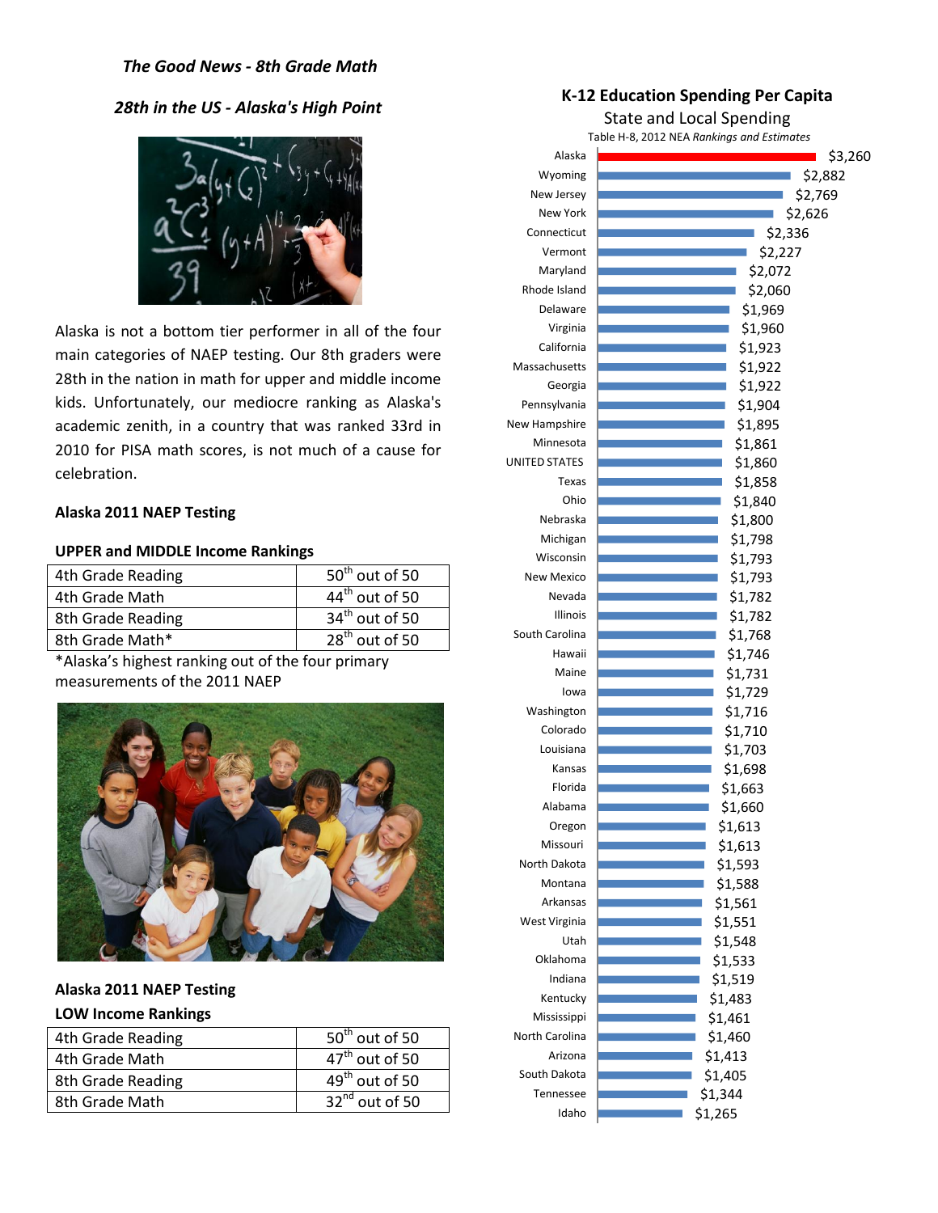### *The Good News - 8th Grade Math*

### *28th in the US - Alaska's High Point*

Alaska is not a bottom tier performer in all of the four main categories of NAEP testing. Our 8th graders were 28th in the nation in math for upper and middle income kids. Unfortunately, our mediocre ranking as Alaska's academic zenith, in a country that was ranked 33rd in 2010 for PISA math scores, is not much of a cause for celebration.

**Alaska 2011 NAEP Testing**

**UPPER and MIDDLE Income Rankings**

| | |
|---|---|
| 4th Grade Reading | 50th out of 50 |
| 4th Grade Math | 44th out of 50 |
| 8th Grade Reading | 34th out of 50 |
| 8th Grade Math* | 28th out of 50 |

*Alaska's highest ranking out of the four primary measurements of the 2011 NAEP

**Alaska 2011 NAEP Testing**

**LOW Income Rankings**

| | |
|---|---|
| 4th Grade Reading | 50th out of 50 |
| 4th Grade Math | 47th out of 50 |
| 8th Grade Reading | 49th out of 50 |
| 8th Grade Math | 32nd out of 50 |

**K-12 Education Spending Per Capita**

State and Local Spending

Table H-8, 2012 NEA *Rankings and Estimates*

| State | Spending |
|---|---|
| Alaska | $3,260 |
| Wyoming | $2,882 |
| New Jersey | $2,769 |
| New York | $2,626 |
| Connecticut | $2,336 |
| Vermont | $2,227 |
| Maryland | $2,072 |
| Rhode Island | $2,060 |
| Delaware | $1,969 |
| Virginia | $1,960 |
| California | $1,923 |
| Massachusetts | $1,922 |
| Georgia | $1,922 |
| Pennsylvania | $1,904 |
| New Hampshire | $1,895 |
| Minnesota | $1,861 |
| UNITED STATES | $1,860 |
| Texas | $1,858 |
| Ohio | $1,840 |
| Nebraska | $1,800 |
| Michigan | $1,798 |
| Wisconsin | $1,793 |
| New Mexico | $1,793 |
| Nevada | $1,782 |
| Illinois | $1,782 |
| South Carolina | $1,768 |
| Hawaii | $1,746 |
| Maine | $1,731 |
| Iowa | $1,729 |
| Washington | $1,716 |
| Colorado | $1,710 |
| Louisiana | $1,703 |
| Kansas | $1,698 |
| Florida | $1,663 |
| Alabama | $1,660 |
| Oregon | $1,613 |
| Missouri | $1,613 |
| North Dakota | $1,593 |
| Montana | $1,588 |
| Arkansas | $1,561 |
| West Virginia | $1,551 |
| Utah | $1,548 |
| Oklahoma | $1,533 |
| Indiana | $1,519 |
| Kentucky | $1,483 |
| Mississippi | $1,461 |
| North Carolina | $1,460 |
| Arizona | $1,413 |
| South Dakota | $1,405 |
| Tennessee | $1,344 |
| Idaho | $1,265 |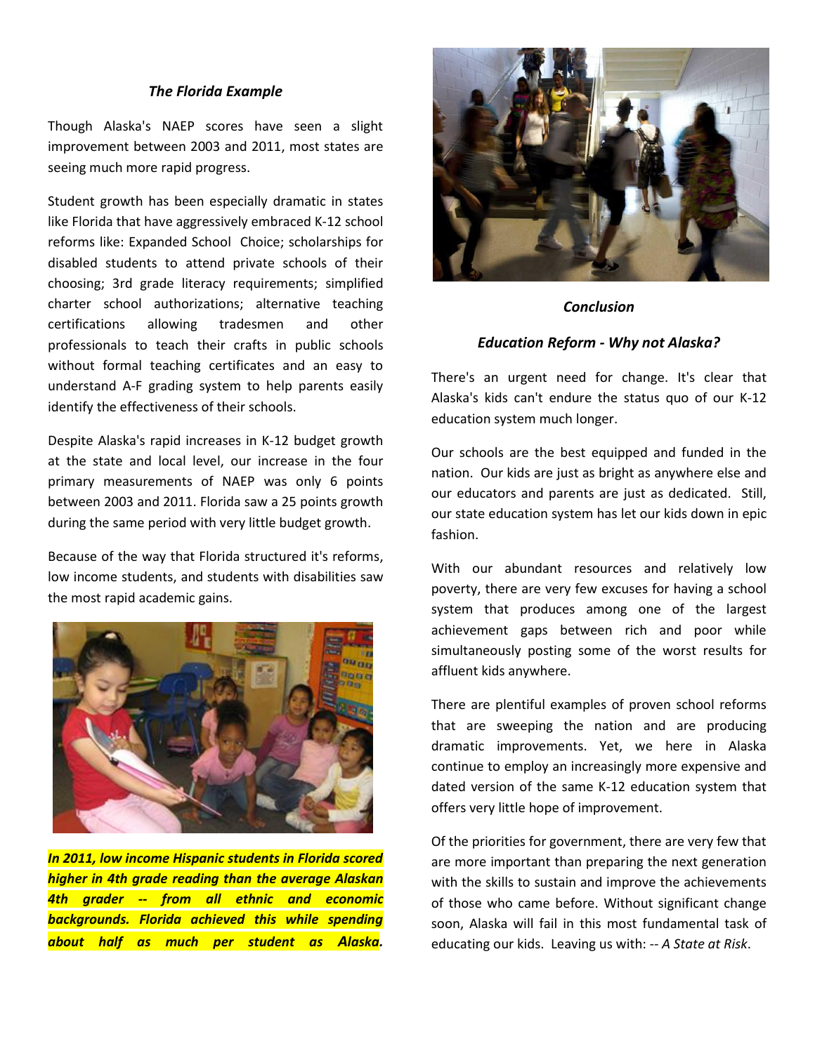### *The Florida Example*

Though Alaska's NAEP scores have seen a slight improvement between 2003 and 2011, most states are seeing much more rapid progress.

Student growth has been especially dramatic in states like Florida that have aggressively embraced K-12 school reforms like: Expanded School Choice; scholarships for disabled students to attend private schools of their choosing; 3rd grade literacy requirements; simplified charter school authorizations; alternative teaching certifications allowing tradesmen and other professionals to teach their crafts in public schools without formal teaching certificates and an easy to understand A-F grading system to help parents easily identify the effectiveness of their schools.

Despite Alaska's rapid increases in K-12 budget growth at the state and local level, our increase in the four primary measurements of NAEP was only 6 points between 2003 and 2011. Florida saw a 25 points growth during the same period with very little budget growth.

Because of the way that Florida structured it's reforms, low income students, and students with disabilities saw the most rapid academic gains.

***In 2011, low income Hispanic students in Florida scored higher in 4th grade reading than the average Alaskan 4th grader -- from all ethnic and economic backgrounds. Florida achieved this while spending about half as much per student as Alaska.***

### *Conclusion*

### *Education Reform - Why not Alaska?*

There's an urgent need for change. It's clear that Alaska's kids can't endure the status quo of our K-12 education system much longer.

Our schools are the best equipped and funded in the nation. Our kids are just as bright as anywhere else and our educators and parents are just as dedicated. Still, our state education system has let our kids down in epic fashion.

With our abundant resources and relatively low poverty, there are very few excuses for having a school system that produces among one of the largest achievement gaps between rich and poor while simultaneously posting some of the worst results for affluent kids anywhere.

There are plentiful examples of proven school reforms that are sweeping the nation and are producing dramatic improvements. Yet, we here in Alaska continue to employ an increasingly more expensive and dated version of the same K-12 education system that offers very little hope of improvement.

Of the priorities for government, there are very few that are more important than preparing the next generation with the skills to sustain and improve the achievements of those who came before. Without significant change soon, Alaska will fail in this most fundamental task of educating our kids. Leaving us with: -- *A State at Risk*.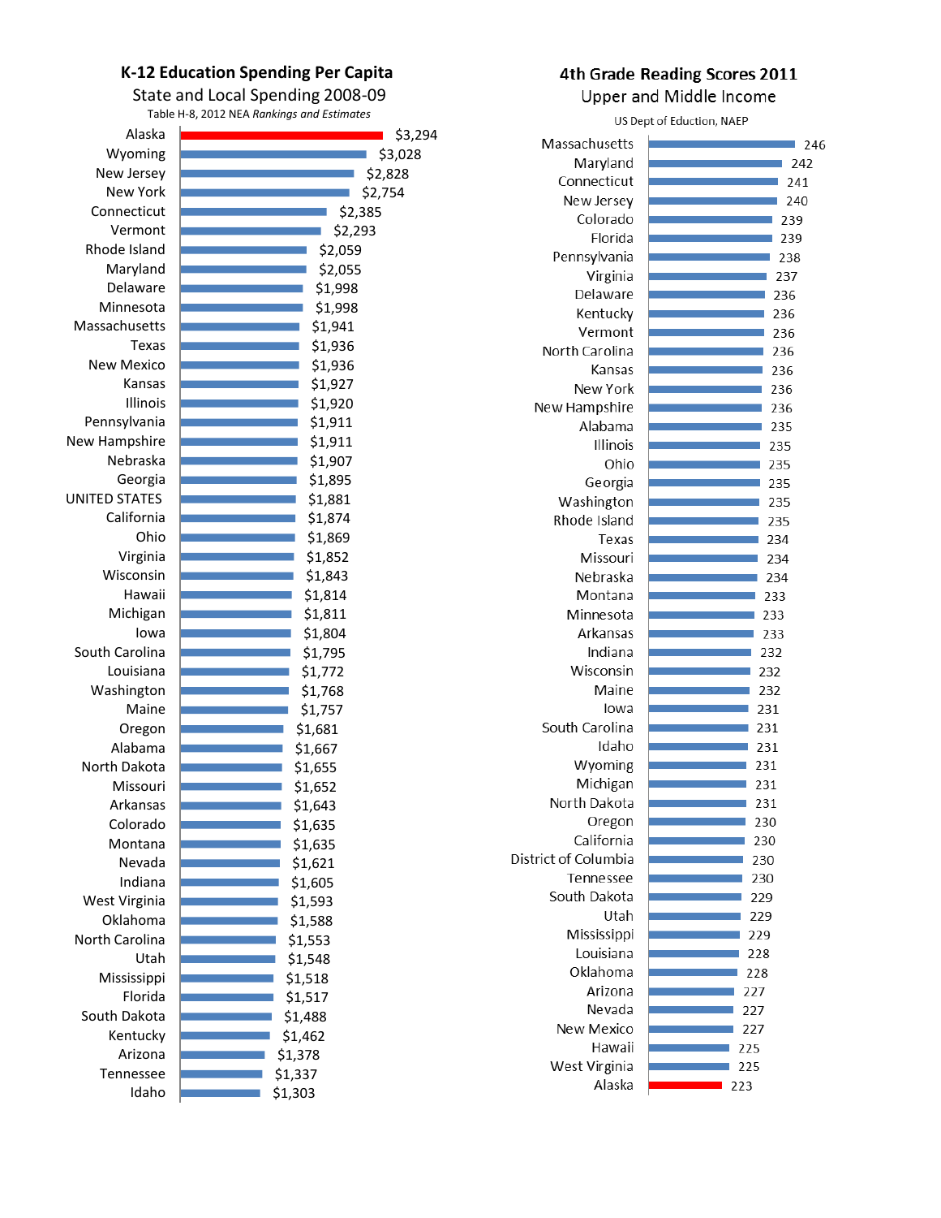**K-12 Education Spending Per Capita**

State and Local Spending 2008-09

Table H-8, 2012 NEA *Rankings and Estimates*

Alaska $3,294
Wyoming $3,028
New Jersey $2,828
New York $2,754
Connecticut $2,385
Vermont $2,293
Rhode Island $2,059
Maryland $2,055
Delaware $1,998
Minnesota $1,998
Massachusetts $1,941
Texas $1,936
New Mexico $1,936
Kansas $1,927
Illinois $1,920
Pennsylvania $1,911
New Hampshire $1,911
Nebraska $1,907
Georgia $1,895
UNITED STATES $1,881
California $1,874
Ohio $1,869
Virginia $1,852
Wisconsin $1,843
Hawaii $1,814
Michigan $1,811
Iowa $1,804
South Carolina $1,795
Louisiana $1,772
Washington $1,768
Maine $1,757
Oregon $1,681
Alabama $1,667
North Dakota $1,655
Missouri $1,652
Arkansas $1,643
Colorado $1,635
Montana $1,635
Nevada $1,621
Indiana $1,605
West Virginia $1,593
Oklahoma $1,588
North Carolina $1,553
Utah $1,548
Mississippi $1,518
Florida $1,517
South Dakota $1,488
Kentucky $1,462
Arizona $1,378
Tennessee $1,337
Idaho $1,303

**4th Grade Reading Scores 2011**

Upper and Middle Income

US Dept of Eduction, NAEP

Massachusetts 246
Maryland 242
Connecticut 241
New Jersey 240
Colorado 239
Florida 239
Pennsylvania 238
Virginia 237
Delaware 236
Kentucky 236
Vermont 236
North Carolina 236
Kansas 236
New York 236
New Hampshire 236
Alabama 235
Illinois 235
Ohio 235
Georgia 235
Washington 235
Rhode Island 235
Texas 234
Missouri 234
Nebraska 234
Montana 233
Minnesota 233
Arkansas 233
Indiana 232
Wisconsin 232
Maine 232
Iowa 231
South Carolina 231
Idaho 231
Wyoming 231
Michigan 231
North Dakota 231
Oregon 230
California 230
District of Columbia 230
Tennessee 230
South Dakota 229
Utah 229
Mississippi 229
Louisiana 228
Oklahoma 228
Arizona 227
Nevada 227
New Mexico 227
Hawaii 225
West Virginia 225
Alaska 223